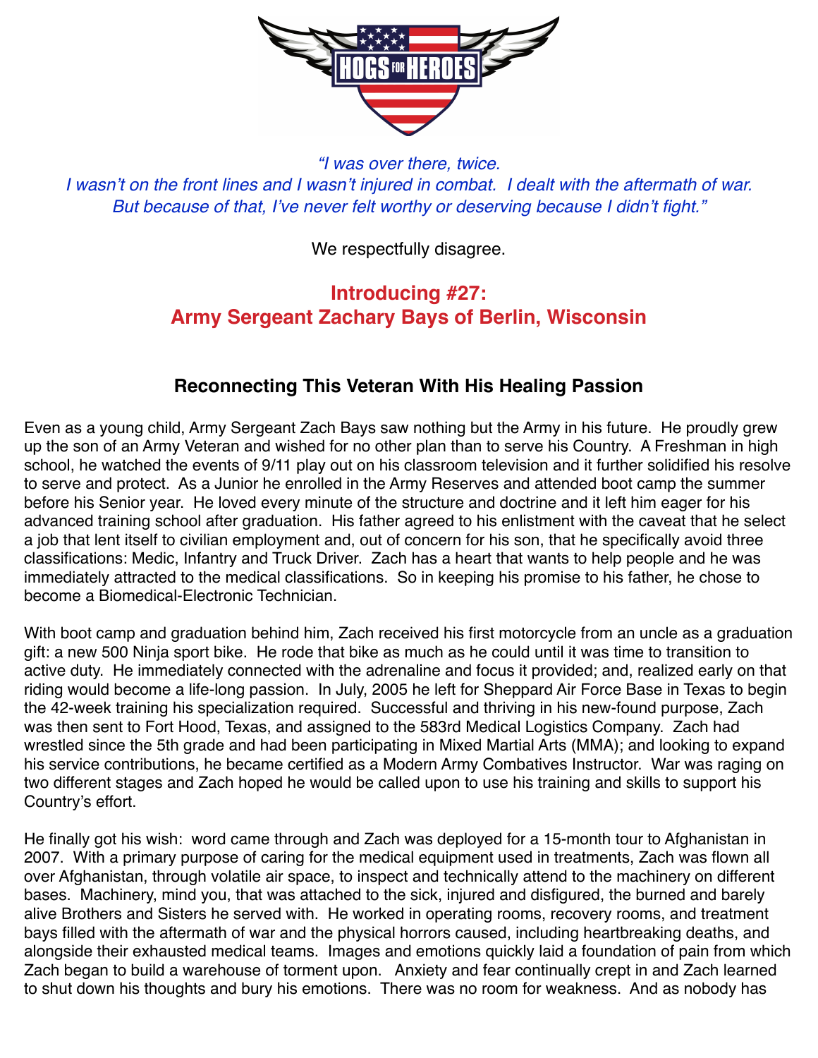*"I was over there, twice.*
*I wasn't on the front lines and I wasn't injured in combat. I dealt with the aftermath of war.*
*But because of that, I've never felt worthy or deserving because I didn't fight."*

We respectfully disagree.

## Introducing #27:
## Army Sergeant Zachary Bays of Berlin, Wisconsin

### Reconnecting This Veteran With His Healing Passion

Even as a young child, Army Sergeant Zach Bays saw nothing but the Army in his future. He proudly grew up the son of an Army Veteran and wished for no other plan than to serve his Country. A Freshman in high school, he watched the events of 9/11 play out on his classroom television and it further solidified his resolve to serve and protect. As a Junior he enrolled in the Army Reserves and attended boot camp the summer before his Senior year. He loved every minute of the structure and doctrine and it left him eager for his advanced training school after graduation. His father agreed to his enlistment with the caveat that he select a job that lent itself to civilian employment and, out of concern for his son, that he specifically avoid three classifications: Medic, Infantry and Truck Driver. Zach has a heart that wants to help people and he was immediately attracted to the medical classifications. So in keeping his promise to his father, he chose to become a Biomedical-Electronic Technician.

With boot camp and graduation behind him, Zach received his first motorcycle from an uncle as a graduation gift: a new 500 Ninja sport bike. He rode that bike as much as he could until it was time to transition to active duty. He immediately connected with the adrenaline and focus it provided; and, realized early on that riding would become a life-long passion. In July, 2005 he left for Sheppard Air Force Base in Texas to begin the 42-week training his specialization required. Successful and thriving in his new-found purpose, Zach was then sent to Fort Hood, Texas, and assigned to the 583rd Medical Logistics Company. Zach had wrestled since the 5th grade and had been participating in Mixed Martial Arts (MMA); and looking to expand his service contributions, he became certified as a Modern Army Combatives Instructor. War was raging on two different stages and Zach hoped he would be called upon to use his training and skills to support his Country's effort.

He finally got his wish: word came through and Zach was deployed for a 15-month tour to Afghanistan in 2007. With a primary purpose of caring for the medical equipment used in treatments, Zach was flown all over Afghanistan, through volatile air space, to inspect and technically attend to the machinery on different bases. Machinery, mind you, that was attached to the sick, injured and disfigured, the burned and barely alive Brothers and Sisters he served with. He worked in operating rooms, recovery rooms, and treatment bays filled with the aftermath of war and the physical horrors caused, including heartbreaking deaths, and alongside their exhausted medical teams. Images and emotions quickly laid a foundation of pain from which Zach began to build a warehouse of torment upon. Anxiety and fear continually crept in and Zach learned to shut down his thoughts and bury his emotions. There was no room for weakness. And as nobody has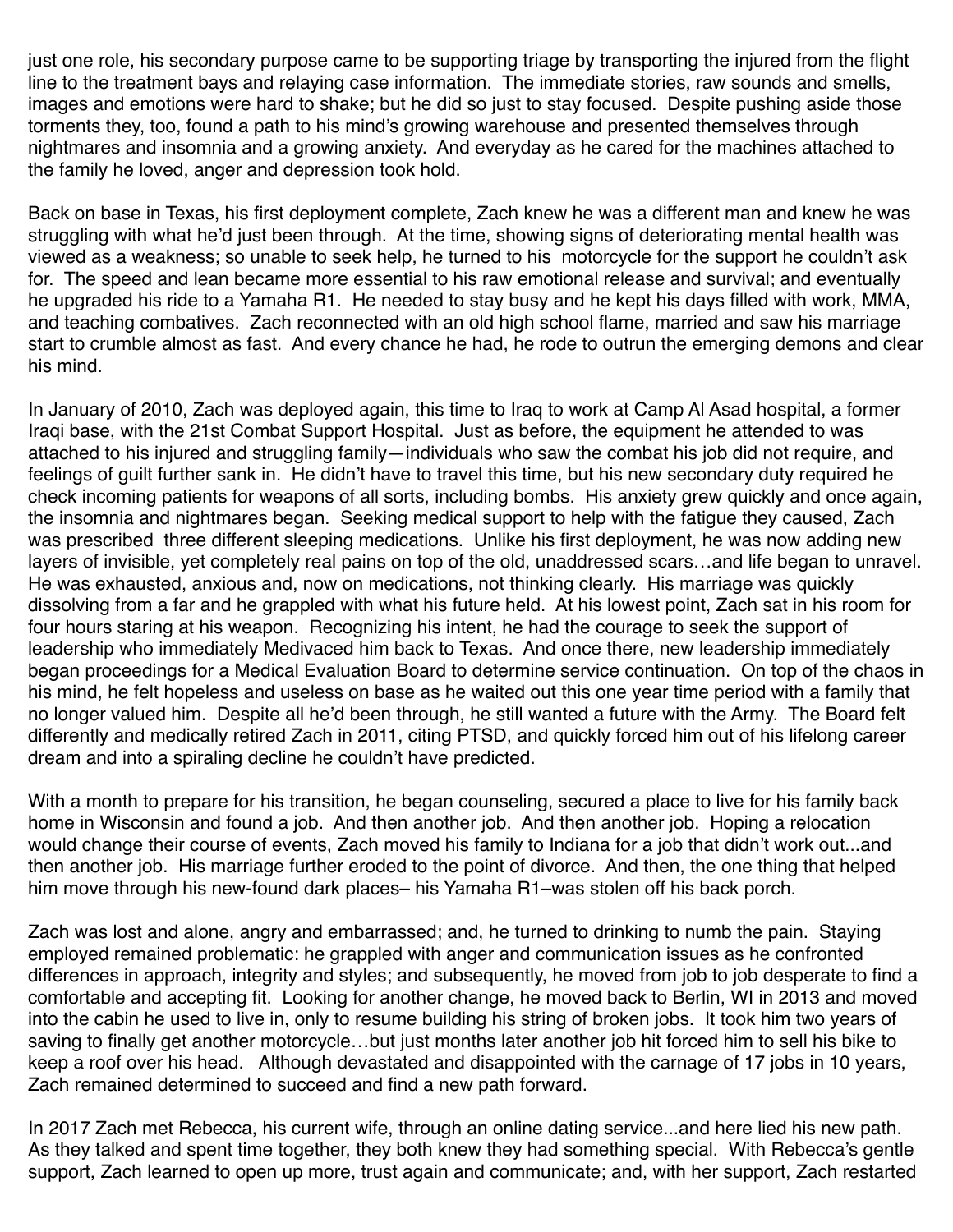just one role, his secondary purpose came to be supporting triage by transporting the injured from the flight line to the treatment bays and relaying case information. The immediate stories, raw sounds and smells, images and emotions were hard to shake; but he did so just to stay focused. Despite pushing aside those torments they, too, found a path to his mind's growing warehouse and presented themselves through nightmares and insomnia and a growing anxiety. And everyday as he cared for the machines attached to the family he loved, anger and depression took hold.

Back on base in Texas, his first deployment complete, Zach knew he was a different man and knew he was struggling with what he'd just been through. At the time, showing signs of deteriorating mental health was viewed as a weakness; so unable to seek help, he turned to his motorcycle for the support he couldn't ask for. The speed and lean became more essential to his raw emotional release and survival; and eventually he upgraded his ride to a Yamaha R1. He needed to stay busy and he kept his days filled with work, MMA, and teaching combatives. Zach reconnected with an old high school flame, married and saw his marriage start to crumble almost as fast. And every chance he had, he rode to outrun the emerging demons and clear his mind.

In January of 2010, Zach was deployed again, this time to Iraq to work at Camp Al Asad hospital, a former Iraqi base, with the 21st Combat Support Hospital. Just as before, the equipment he attended to was attached to his injured and struggling family—individuals who saw the combat his job did not require, and feelings of guilt further sank in. He didn't have to travel this time, but his new secondary duty required he check incoming patients for weapons of all sorts, including bombs. His anxiety grew quickly and once again, the insomnia and nightmares began. Seeking medical support to help with the fatigue they caused, Zach was prescribed three different sleeping medications. Unlike his first deployment, he was now adding new layers of invisible, yet completely real pains on top of the old, unaddressed scars…and life began to unravel. He was exhausted, anxious and, now on medications, not thinking clearly. His marriage was quickly dissolving from a far and he grappled with what his future held. At his lowest point, Zach sat in his room for four hours staring at his weapon. Recognizing his intent, he had the courage to seek the support of leadership who immediately Medivaced him back to Texas. And once there, new leadership immediately began proceedings for a Medical Evaluation Board to determine service continuation. On top of the chaos in his mind, he felt hopeless and useless on base as he waited out this one year time period with a family that no longer valued him. Despite all he'd been through, he still wanted a future with the Army. The Board felt differently and medically retired Zach in 2011, citing PTSD, and quickly forced him out of his lifelong career dream and into a spiraling decline he couldn't have predicted.

With a month to prepare for his transition, he began counseling, secured a place to live for his family back home in Wisconsin and found a job. And then another job. And then another job. Hoping a relocation would change their course of events, Zach moved his family to Indiana for a job that didn't work out...and then another job. His marriage further eroded to the point of divorce. And then, the one thing that helped him move through his new-found dark places– his Yamaha R1–was stolen off his back porch.

Zach was lost and alone, angry and embarrassed; and, he turned to drinking to numb the pain. Staying employed remained problematic: he grappled with anger and communication issues as he confronted differences in approach, integrity and styles; and subsequently, he moved from job to job desperate to find a comfortable and accepting fit. Looking for another change, he moved back to Berlin, WI in 2013 and moved into the cabin he used to live in, only to resume building his string of broken jobs. It took him two years of saving to finally get another motorcycle…but just months later another job hit forced him to sell his bike to keep a roof over his head. Although devastated and disappointed with the carnage of 17 jobs in 10 years, Zach remained determined to succeed and find a new path forward.

In 2017 Zach met Rebecca, his current wife, through an online dating service...and here lied his new path. As they talked and spent time together, they both knew they had something special. With Rebecca's gentle support, Zach learned to open up more, trust again and communicate; and, with her support, Zach restarted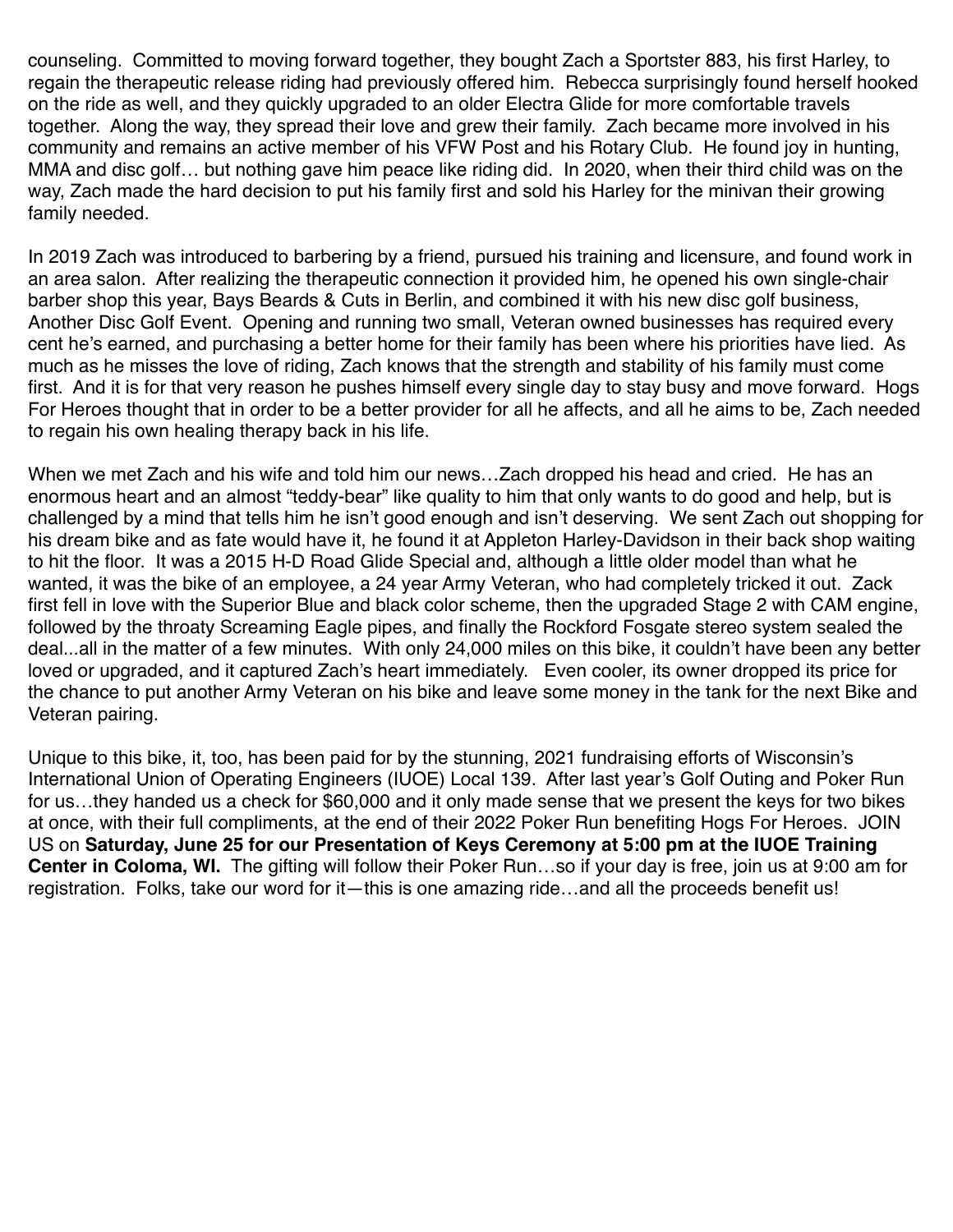counseling.  Committed to moving forward together, they bought Zach a Sportster 883, his first Harley, to regain the therapeutic release riding had previously offered him.  Rebecca surprisingly found herself hooked on the ride as well, and they quickly upgraded to an older Electra Glide for more comfortable travels together.  Along the way, they spread their love and grew their family.  Zach became more involved in his community and remains an active member of his VFW Post and his Rotary Club.  He found joy in hunting, MMA and disc golf… but nothing gave him peace like riding did.  In 2020, when their third child was on the way, Zach made the hard decision to put his family first and sold his Harley for the minivan their growing family needed.

In 2019 Zach was introduced to barbering by a friend, pursued his training and licensure, and found work in an area salon.  After realizing the therapeutic connection it provided him, he opened his own single-chair barber shop this year, Bays Beards & Cuts in Berlin, and combined it with his new disc golf business, Another Disc Golf Event.  Opening and running two small, Veteran owned businesses has required every cent he's earned, and purchasing a better home for their family has been where his priorities have lied.  As much as he misses the love of riding, Zach knows that the strength and stability of his family must come first.  And it is for that very reason he pushes himself every single day to stay busy and move forward.  Hogs For Heroes thought that in order to be a better provider for all he affects, and all he aims to be, Zach needed to regain his own healing therapy back in his life.

When we met Zach and his wife and told him our news…Zach dropped his head and cried.  He has an enormous heart and an almost "teddy-bear" like quality to him that only wants to do good and help, but is challenged by a mind that tells him he isn't good enough and isn't deserving.  We sent Zach out shopping for his dream bike and as fate would have it, he found it at Appleton Harley-Davidson in their back shop waiting to hit the floor.  It was a 2015 H-D Road Glide Special and, although a little older model than what he wanted, it was the bike of an employee, a 24 year Army Veteran, who had completely tricked it out.  Zack first fell in love with the Superior Blue and black color scheme, then the upgraded Stage 2 with CAM engine, followed by the throaty Screaming Eagle pipes, and finally the Rockford Fosgate stereo system sealed the deal...all in the matter of a few minutes.  With only 24,000 miles on this bike, it couldn't have been any better loved or upgraded, and it captured Zach's heart immediately.   Even cooler, its owner dropped its price for the chance to put another Army Veteran on his bike and leave some money in the tank for the next Bike and Veteran pairing.

Unique to this bike, it, too, has been paid for by the stunning, 2021 fundraising efforts of Wisconsin's International Union of Operating Engineers (IUOE) Local 139.  After last year's Golf Outing and Poker Run for us…they handed us a check for $60,000 and it only made sense that we present the keys for two bikes at once, with their full compliments, at the end of their 2022 Poker Run benefiting Hogs For Heroes.  JOIN US on **Saturday, June 25 for our Presentation of Keys Ceremony at 5:00 pm at the IUOE Training Center in Coloma, WI.**  The gifting will follow their Poker Run…so if your day is free, join us at 9:00 am for registration.  Folks, take our word for it—this is one amazing ride…and all the proceeds benefit us!